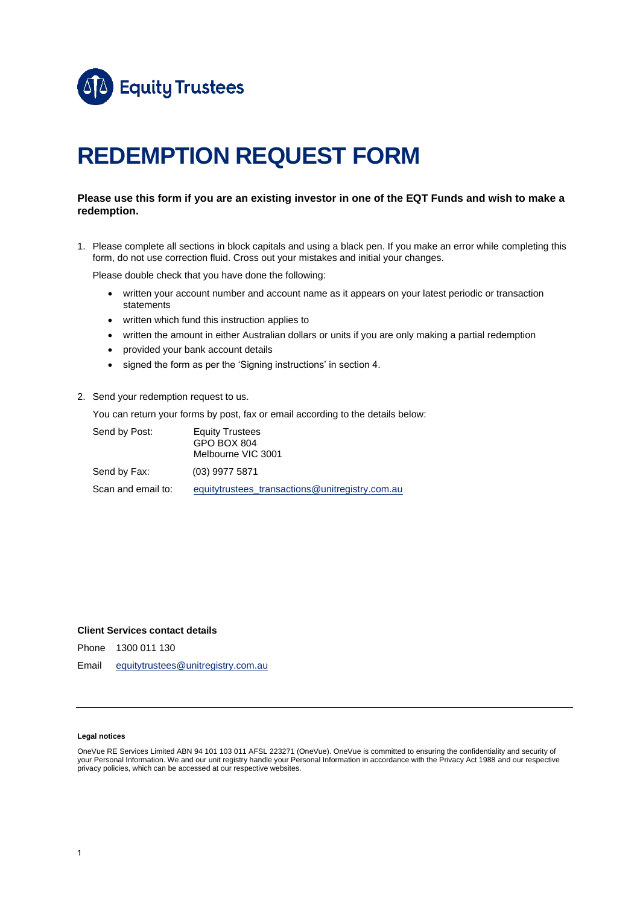Equity Trustees

# REDEMPTION REQUEST FORM

**Please use this form if you are an existing investor in one of the EQT Funds and wish to make a redemption.**

1. Please complete all sections in block capitals and using a black pen. If you make an error while completing this form, do not use correction fluid. Cross out your mistakes and initial your changes.

   Please double check that you have done the following:

   - written your account number and account name as it appears on your latest periodic or transaction statements
   - written which fund this instruction applies to
   - written the amount in either Australian dollars or units if you are only making a partial redemption
   - provided your bank account details
   - signed the form as per the 'Signing instructions' in section 4.

2. Send your redemption request to us.

   You can return your forms by post, fax or email according to the details below:

   | | |
   |---|---|
   | Send by Post: | Equity Trustees<br>GPO BOX 804<br>Melbourne VIC 3001 |
   | Send by Fax: | (03) 9977 5871 |
   | Scan and email to: | equitytrustees_transactions@unitregistry.com.au |

**Client Services contact details**

Phone 1300 011 130

Email equitytrustees@unitregistry.com.au

**Legal notices**

OneVue RE Services Limited ABN 94 101 103 011 AFSL 223271 (OneVue). OneVue is committed to ensuring the confidentiality and security of your Personal Information. We and our unit registry handle your Personal Information in accordance with the Privacy Act 1988 and our respective privacy policies, which can be accessed at our respective websites.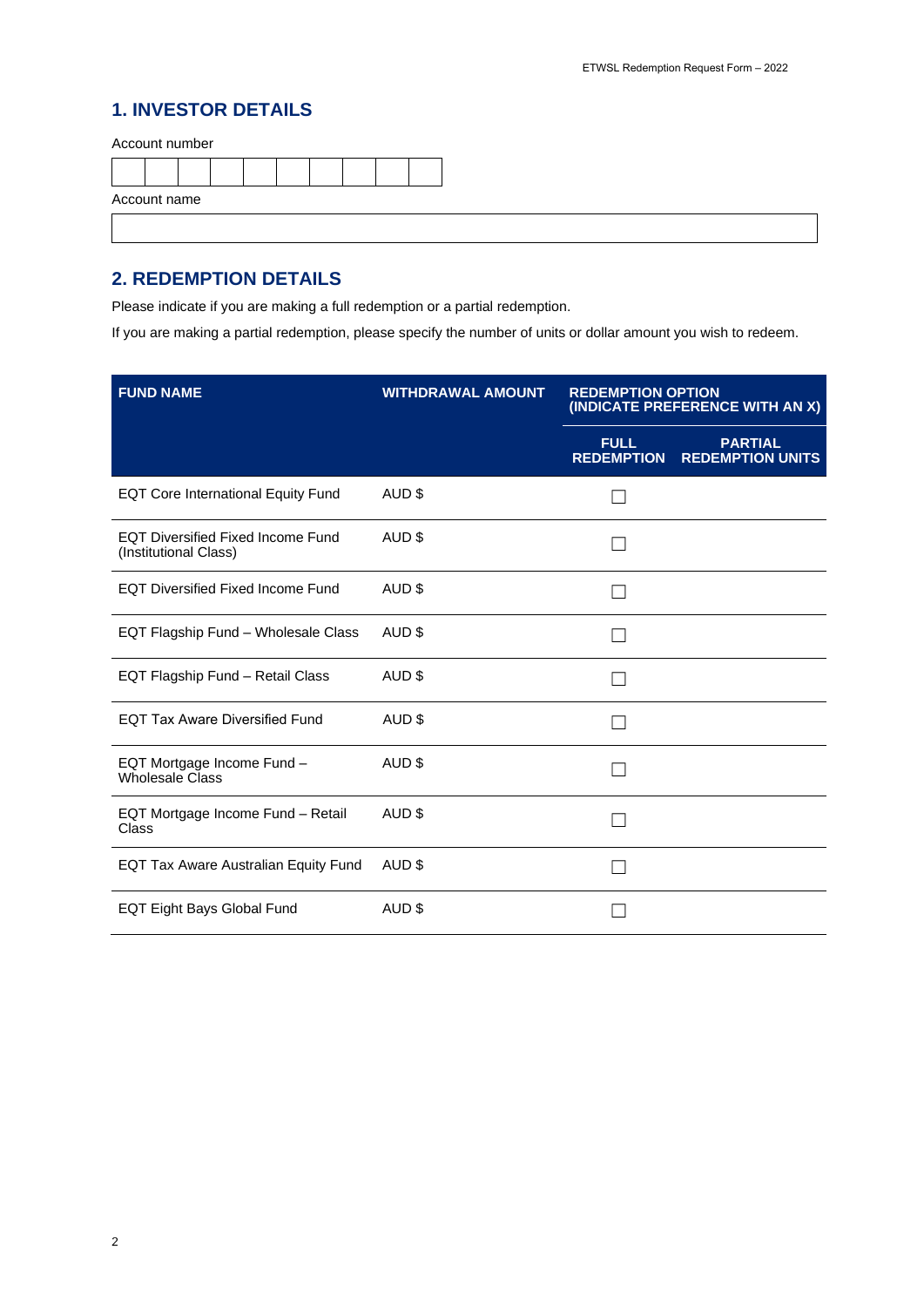## 1. INVESTOR DETAILS

Account number

| | | | | | | | | | |
|---|---|---|---|---|---|---|---|---|---|
| | | | | | | | | | |

Account name

| |
|---|
| |

## 2. REDEMPTION DETAILS

Please indicate if you are making a full redemption or a partial redemption.

If you are making a partial redemption, please specify the number of units or dollar amount you wish to redeem.

| FUND NAME | WITHDRAWAL AMOUNT | REDEMPTION OPTION (INDICATE PREFERENCE WITH AN X) | |
|---|---|---|---|
| | | FULL REDEMPTION | PARTIAL REDEMPTION UNITS |
| EQT Core International Equity Fund | AUD $ | ☐ | |
| EQT Diversified Fixed Income Fund (Institutional Class) | AUD $ | ☐ | |
| EQT Diversified Fixed Income Fund | AUD $ | ☐ | |
| EQT Flagship Fund – Wholesale Class | AUD $ | ☐ | |
| EQT Flagship Fund – Retail Class | AUD $ | ☐ | |
| EQT Tax Aware Diversified Fund | AUD $ | ☐ | |
| EQT Mortgage Income Fund – Wholesale Class | AUD $ | ☐ | |
| EQT Mortgage Income Fund – Retail Class | AUD $ | ☐ | |
| EQT Tax Aware Australian Equity Fund | AUD $ | ☐ | |
| EQT Eight Bays Global Fund | AUD $ | ☐ | |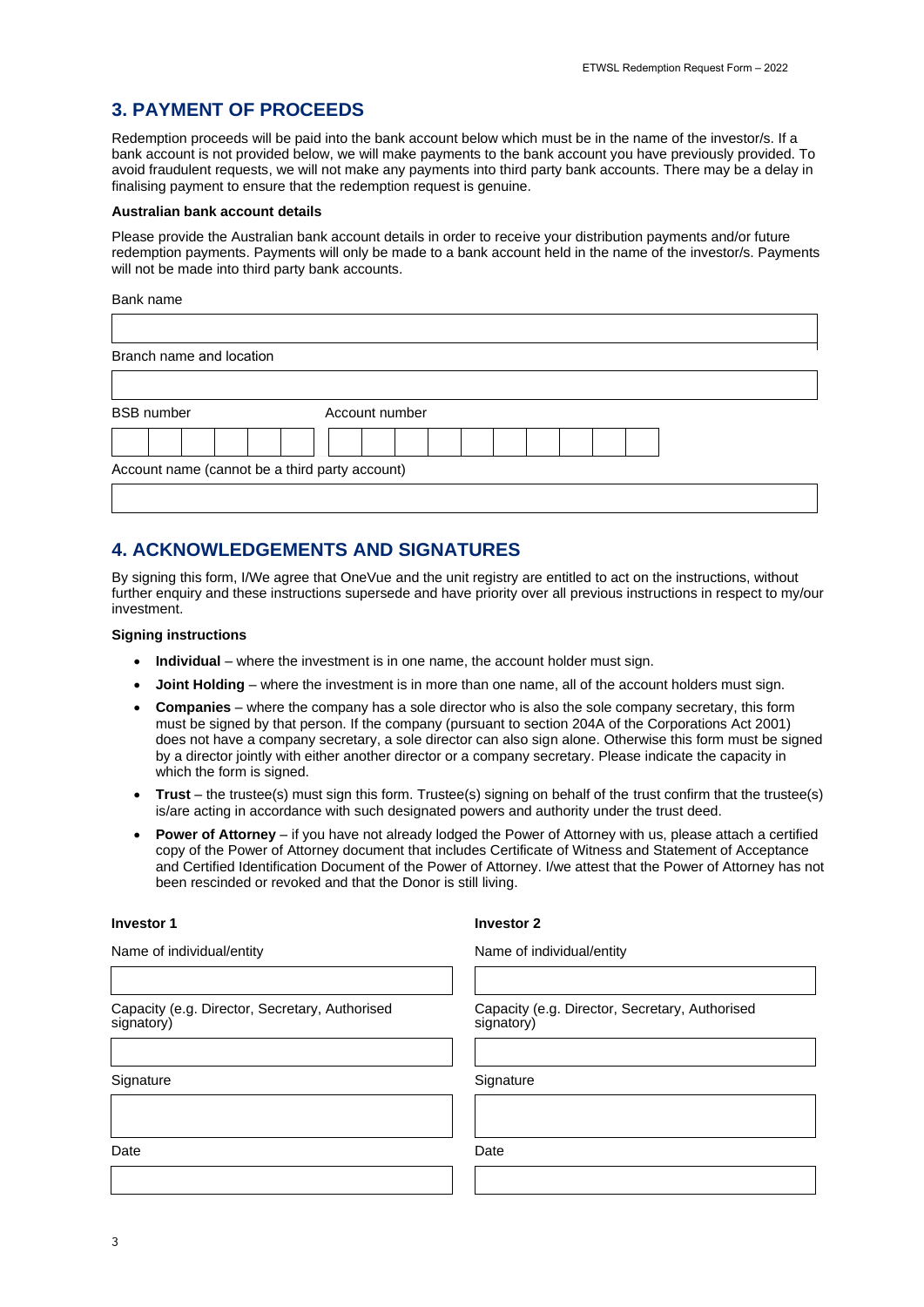## 3. PAYMENT OF PROCEEDS

Redemption proceeds will be paid into the bank account below which must be in the name of the investor/s. If a bank account is not provided below, we will make payments to the bank account you have previously provided. To avoid fraudulent requests, we will not make any payments into third party bank accounts. There may be a delay in finalising payment to ensure that the redemption request is genuine.

**Australian bank account details**

Please provide the Australian bank account details in order to receive your distribution payments and/or future redemption payments. Payments will only be made to a bank account held in the name of the investor/s. Payments will not be made into third party bank accounts.

Bank name

Branch name and location

BSB number

Account number

Account name (cannot be a third party account)

## 4. ACKNOWLEDGEMENTS AND SIGNATURES

By signing this form, I/We agree that OneVue and the unit registry are entitled to act on the instructions, without further enquiry and these instructions supersede and have priority over all previous instructions in respect to my/our investment.

**Signing instructions**

- **Individual** – where the investment is in one name, the account holder must sign.
- **Joint Holding** – where the investment is in more than one name, all of the account holders must sign.
- **Companies** – where the company has a sole director who is also the sole company secretary, this form must be signed by that person. If the company (pursuant to section 204A of the Corporations Act 2001) does not have a company secretary, a sole director can also sign alone. Otherwise this form must be signed by a director jointly with either another director or a company secretary. Please indicate the capacity in which the form is signed.
- **Trust** – the trustee(s) must sign this form. Trustee(s) signing on behalf of the trust confirm that the trustee(s) is/are acting in accordance with such designated powers and authority under the trust deed.
- **Power of Attorney** – if you have not already lodged the Power of Attorney with us, please attach a certified copy of the Power of Attorney document that includes Certificate of Witness and Statement of Acceptance and Certified Identification Document of the Power of Attorney. I/we attest that the Power of Attorney has not been rescinded or revoked and that the Donor is still living.

**Investor 1**

Name of individual/entity

Capacity (e.g. Director, Secretary, Authorised signatory)

Signature

Date

**Investor 2**

Name of individual/entity

Capacity (e.g. Director, Secretary, Authorised signatory)

Signature

Date